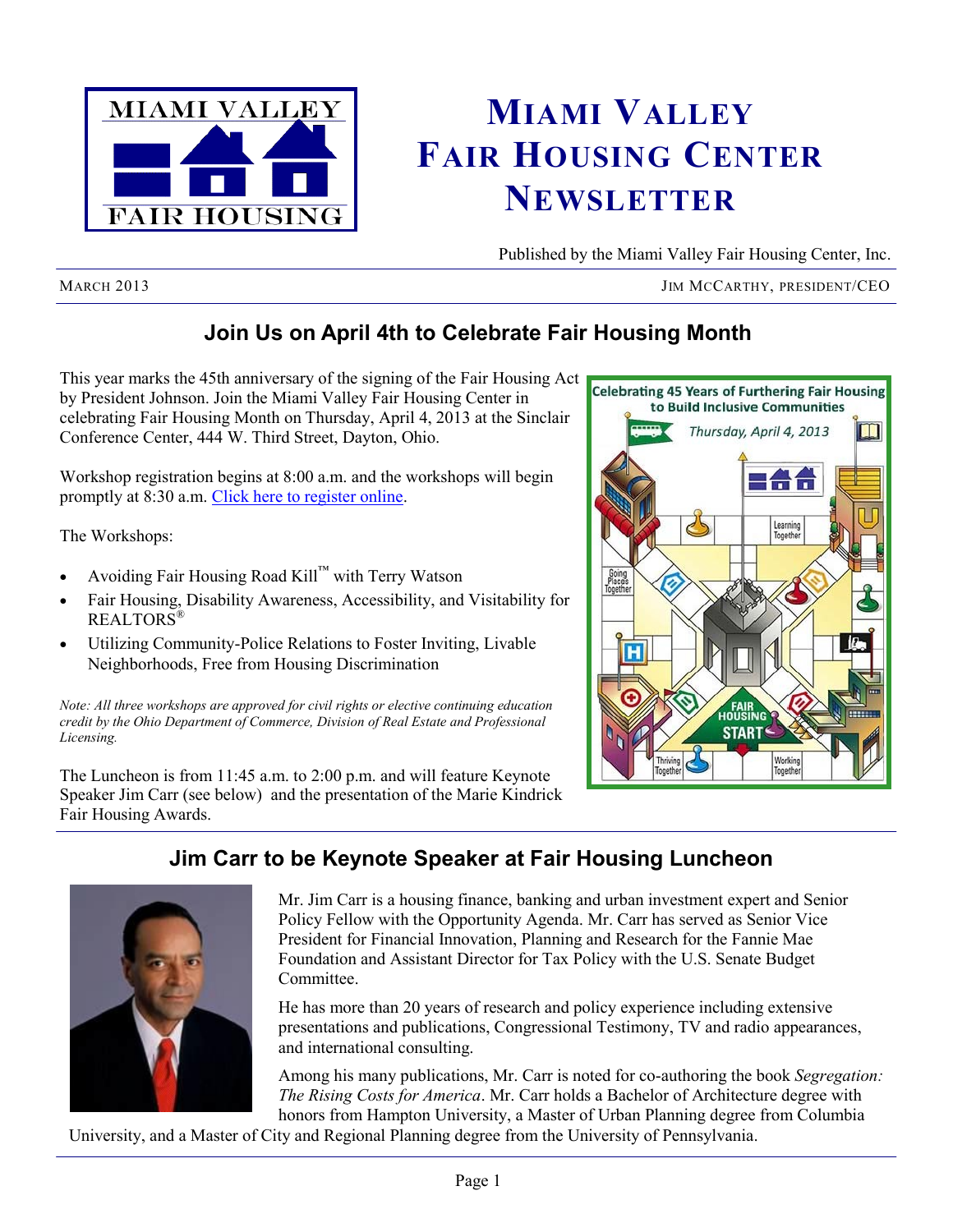# Miami Valley Fair Housing Center Newsletter

Published by the Miami Valley Fair Housing Center, Inc.

MARCH 2013 — JIM MCCARTHY, PRESIDENT/CEO

## Join Us on April 4th to Celebrate Fair Housing Month

This year marks the 45th anniversary of the signing of the Fair Housing Act by President Johnson. Join the Miami Valley Fair Housing Center in celebrating Fair Housing Month on Thursday, April 4, 2013 at the Sinclair Conference Center, 444 W. Third Street, Dayton, Ohio.

Workshop registration begins at 8:00 a.m. and the workshops will begin promptly at 8:30 a.m. Click here to register online.

The Workshops:

- Avoiding Fair Housing Road Kill™ with Terry Watson
- Fair Housing, Disability Awareness, Accessibility, and Visitability for REALTORS®
- Utilizing Community-Police Relations to Foster Inviting, Livable Neighborhoods, Free from Housing Discrimination

*Note: All three workshops are approved for civil rights or elective continuing education credit by the Ohio Department of Commerce, Division of Real Estate and Professional Licensing.*

The Luncheon is from 11:45 a.m. to 2:00 p.m. and will feature Keynote Speaker Jim Carr (see below) and the presentation of the Marie Kindrick Fair Housing Awards.

Celebrating 45 Years of Furthering Fair Housing to Build Inclusive Communities

Thursday, April 4, 2013

## Jim Carr to be Keynote Speaker at Fair Housing Luncheon

Mr. Jim Carr is a housing finance, banking and urban investment expert and Senior Policy Fellow with the Opportunity Agenda. Mr. Carr has served as Senior Vice President for Financial Innovation, Planning and Research for the Fannie Mae Foundation and Assistant Director for Tax Policy with the U.S. Senate Budget Committee.

He has more than 20 years of research and policy experience including extensive presentations and publications, Congressional Testimony, TV and radio appearances, and international consulting.

Among his many publications, Mr. Carr is noted for co-authoring the book *Segregation: The Rising Costs for America*. Mr. Carr holds a Bachelor of Architecture degree with honors from Hampton University, a Master of Urban Planning degree from Columbia University, and a Master of City and Regional Planning degree from the University of Pennsylvania.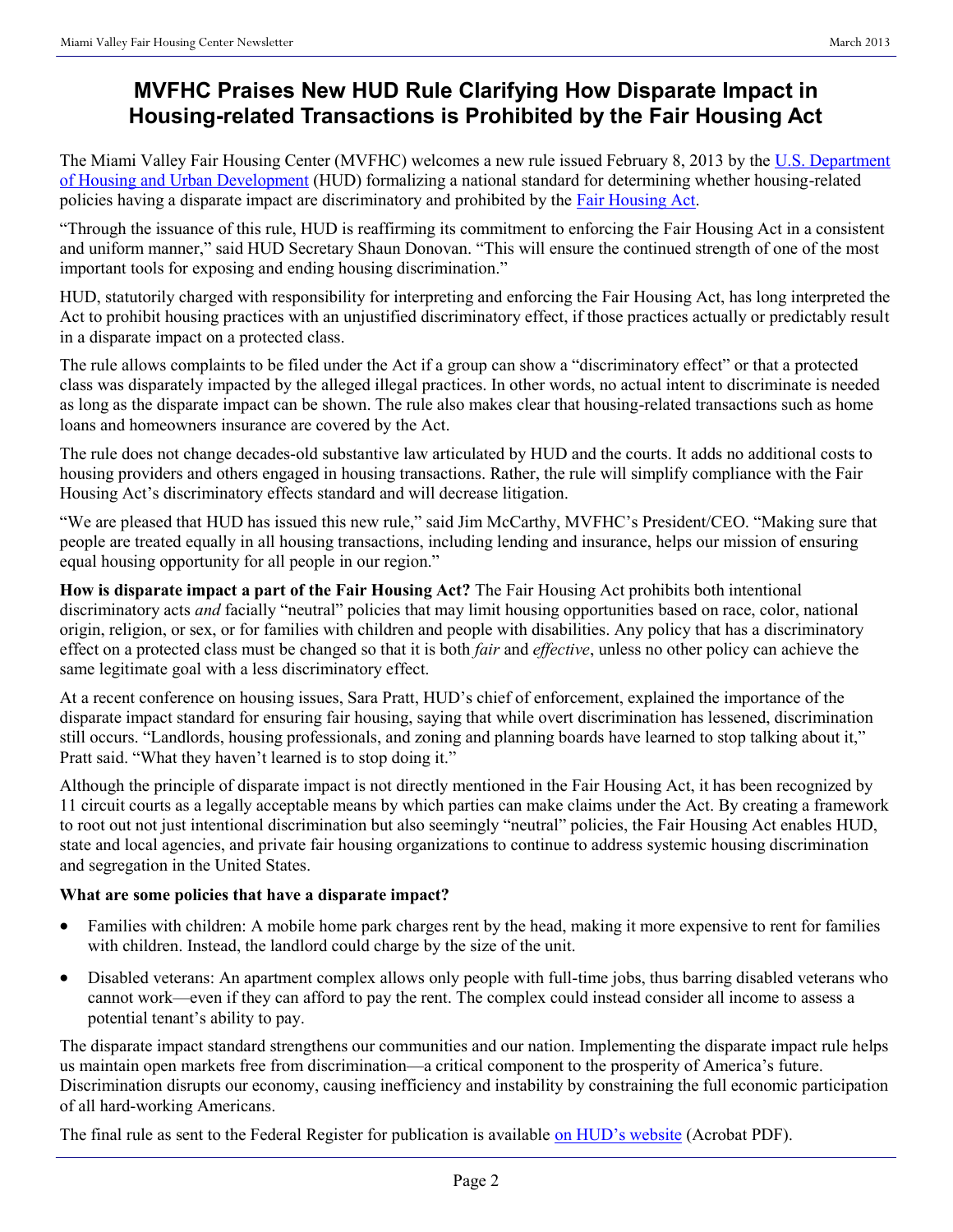# MVFHC Praises New HUD Rule Clarifying How Disparate Impact in Housing-related Transactions is Prohibited by the Fair Housing Act

The Miami Valley Fair Housing Center (MVFHC) welcomes a new rule issued February 8, 2013 by the [U.S. Department of Housing and Urban Development](#) (HUD) formalizing a national standard for determining whether housing-related policies having a disparate impact are discriminatory and prohibited by the [Fair Housing Act](#).

"Through the issuance of this rule, HUD is reaffirming its commitment to enforcing the Fair Housing Act in a consistent and uniform manner," said HUD Secretary Shaun Donovan. "This will ensure the continued strength of one of the most important tools for exposing and ending housing discrimination."

HUD, statutorily charged with responsibility for interpreting and enforcing the Fair Housing Act, has long interpreted the Act to prohibit housing practices with an unjustified discriminatory effect, if those practices actually or predictably result in a disparate impact on a protected class.

The rule allows complaints to be filed under the Act if a group can show a "discriminatory effect" or that a protected class was disparately impacted by the alleged illegal practices. In other words, no actual intent to discriminate is needed as long as the disparate impact can be shown. The rule also makes clear that housing-related transactions such as home loans and homeowners insurance are covered by the Act.

The rule does not change decades-old substantive law articulated by HUD and the courts. It adds no additional costs to housing providers and others engaged in housing transactions. Rather, the rule will simplify compliance with the Fair Housing Act's discriminatory effects standard and will decrease litigation.

"We are pleased that HUD has issued this new rule," said Jim McCarthy, MVFHC's President/CEO. "Making sure that people are treated equally in all housing transactions, including lending and insurance, helps our mission of ensuring equal housing opportunity for all people in our region."

**How is disparate impact a part of the Fair Housing Act?** The Fair Housing Act prohibits both intentional discriminatory acts *and* facially "neutral" policies that may limit housing opportunities based on race, color, national origin, religion, or sex, or for families with children and people with disabilities. Any policy that has a discriminatory effect on a protected class must be changed so that it is both *fair* and *effective*, unless no other policy can achieve the same legitimate goal with a less discriminatory effect.

At a recent conference on housing issues, Sara Pratt, HUD's chief of enforcement, explained the importance of the disparate impact standard for ensuring fair housing, saying that while overt discrimination has lessened, discrimination still occurs. "Landlords, housing professionals, and zoning and planning boards have learned to stop talking about it," Pratt said. "What they haven't learned is to stop doing it."

Although the principle of disparate impact is not directly mentioned in the Fair Housing Act, it has been recognized by 11 circuit courts as a legally acceptable means by which parties can make claims under the Act. By creating a framework to root out not just intentional discrimination but also seemingly "neutral" policies, the Fair Housing Act enables HUD, state and local agencies, and private fair housing organizations to continue to address systemic housing discrimination and segregation in the United States.

**What are some policies that have a disparate impact?**

- Families with children: A mobile home park charges rent by the head, making it more expensive to rent for families with children. Instead, the landlord could charge by the size of the unit.
- Disabled veterans: An apartment complex allows only people with full-time jobs, thus barring disabled veterans who cannot work—even if they can afford to pay the rent. The complex could instead consider all income to assess a potential tenant's ability to pay.

The disparate impact standard strengthens our communities and our nation. Implementing the disparate impact rule helps us maintain open markets free from discrimination—a critical component to the prosperity of America's future. Discrimination disrupts our economy, causing inefficiency and instability by constraining the full economic participation of all hard-working Americans.

The final rule as sent to the Federal Register for publication is available [on HUD's website](#) (Acrobat PDF).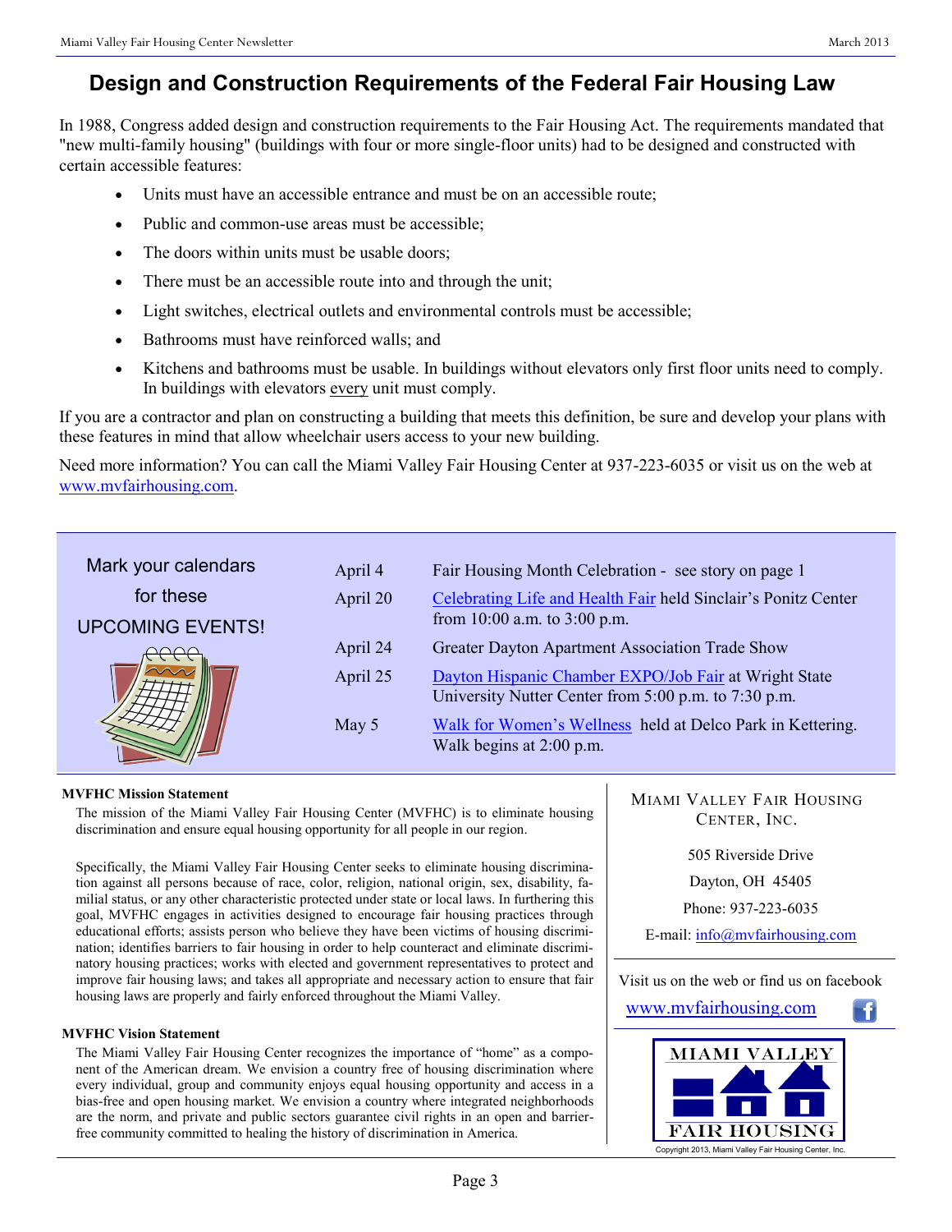# Design and Construction Requirements of the Federal Fair Housing Law

In 1988, Congress added design and construction requirements to the Fair Housing Act. The requirements mandated that "new multi-family housing" (buildings with four or more single-floor units) had to be designed and constructed with certain accessible features:

- Units must have an accessible entrance and must be on an accessible route;
- Public and common-use areas must be accessible;
- The doors within units must be usable doors;
- There must be an accessible route into and through the unit;
- Light switches, electrical outlets and environmental controls must be accessible;
- Bathrooms must have reinforced walls; and
- Kitchens and bathrooms must be usable. In buildings without elevators only first floor units need to comply. In buildings with elevators every unit must comply.

If you are a contractor and plan on constructing a building that meets this definition, be sure and develop your plans with these features in mind that allow wheelchair users access to your new building.

Need more information? You can call the Miami Valley Fair Housing Center at 937-223-6035 or visit us on the web at www.mvfairhousing.com.

## Mark your calendars for these UPCOMING EVENTS!

| | |
|---|---|
| April 4 | Fair Housing Month Celebration - see story on page 1 |
| April 20 | Celebrating Life and Health Fair held Sinclair's Ponitz Center from 10:00 a.m. to 3:00 p.m. |
| April 24 | Greater Dayton Apartment Association Trade Show |
| April 25 | Dayton Hispanic Chamber EXPO/Job Fair at Wright State University Nutter Center from 5:00 p.m. to 7:30 p.m. |
| May 5 | Walk for Women's Wellness held at Delco Park in Kettering. Walk begins at 2:00 p.m. |

**MVFHC Mission Statement**

The mission of the Miami Valley Fair Housing Center (MVFHC) is to eliminate housing discrimination and ensure equal housing opportunity for all people in our region.

Specifically, the Miami Valley Fair Housing Center seeks to eliminate housing discrimination against all persons because of race, color, religion, national origin, sex, disability, familial status, or any other characteristic protected under state or local laws. In furthering this goal, MVFHC engages in activities designed to encourage fair housing practices through educational efforts; assists person who believe they have been victims of housing discrimination; identifies barriers to fair housing in order to help counteract and eliminate discriminatory housing practices; works with elected and government representatives to protect and improve fair housing laws; and takes all appropriate and necessary action to ensure that fair housing laws are properly and fairly enforced throughout the Miami Valley.

**MVFHC Vision Statement**

The Miami Valley Fair Housing Center recognizes the importance of "home" as a component of the American dream. We envision a country free of housing discrimination where every individual, group and community enjoys equal housing opportunity and access in a bias-free and open housing market. We envision a country where integrated neighborhoods are the norm, and private and public sectors guarantee civil rights in an open and barrier-free community committed to healing the history of discrimination in America.

MIAMI VALLEY FAIR HOUSING CENTER, INC.

505 Riverside Drive

Dayton, OH 45405

Phone: 937-223-6035

E-mail: info@mvfairhousing.com

Visit us on the web or find us on facebook

www.mvfairhousing.com

MIAMI VALLEY FAIR HOUSING

Copyright 2013, Miami Valley Fair Housing Center, Inc.